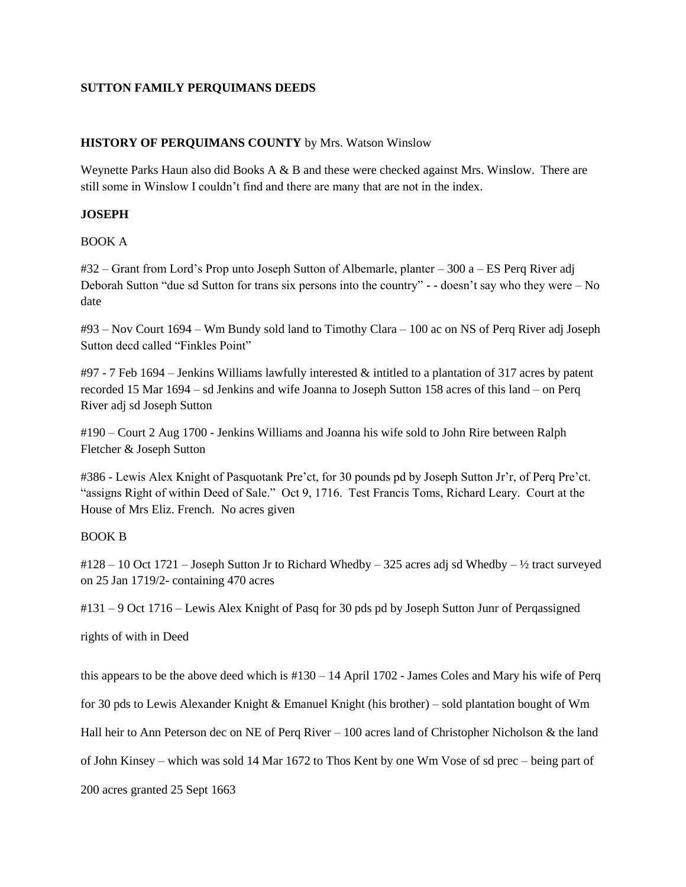**SUTTON FAMILY PERQUIMANS DEEDS**

**HISTORY OF PERQUIMANS COUNTY** by Mrs. Watson Winslow

Weynette Parks Haun also did Books A & B and these were checked against Mrs. Winslow. There are still some in Winslow I couldn't find and there are many that are not in the index.

**JOSEPH**

BOOK A

#32 – Grant from Lord's Prop unto Joseph Sutton of Albemarle, planter – 300 a – ES Perq River adj Deborah Sutton "due sd Sutton for trans six persons into the country" - - doesn't say who they were – No date

#93 – Nov Court 1694 – Wm Bundy sold land to Timothy Clara – 100 ac on NS of Perq River adj Joseph Sutton decd called "Finkles Point"

#97 - 7 Feb 1694 – Jenkins Williams lawfully interested & intitled to a plantation of 317 acres by patent recorded 15 Mar 1694 – sd Jenkins and wife Joanna to Joseph Sutton 158 acres of this land – on Perq River adj sd Joseph Sutton

#190 – Court 2 Aug 1700 - Jenkins Williams and Joanna his wife sold to John Rire between Ralph Fletcher & Joseph Sutton

#386 - Lewis Alex Knight of Pasquotank Pre'ct, for 30 pounds pd by Joseph Sutton Jr'r, of Perq Pre'ct. "assigns Right of within Deed of Sale." Oct 9, 1716. Test Francis Toms, Richard Leary. Court at the House of Mrs Eliz. French. No acres given

BOOK B

#128 – 10 Oct 1721 – Joseph Sutton Jr to Richard Whedby – 325 acres adj sd Whedby – ½ tract surveyed on 25 Jan 1719/2- containing 470 acres

#131 – 9 Oct 1716 – Lewis Alex Knight of Pasq for 30 pds pd by Joseph Sutton Junr of Perqassigned rights of with in Deed

this appears to be the above deed which is #130 – 14 April 1702 - James Coles and Mary his wife of Perq for 30 pds to Lewis Alexander Knight & Emanuel Knight (his brother) – sold plantation bought of Wm Hall heir to Ann Peterson dec on NE of Perq River – 100 acres land of Christopher Nicholson & the land of John Kinsey – which was sold 14 Mar 1672 to Thos Kent by one Wm Vose of sd prec – being part of 200 acres granted 25 Sept 1663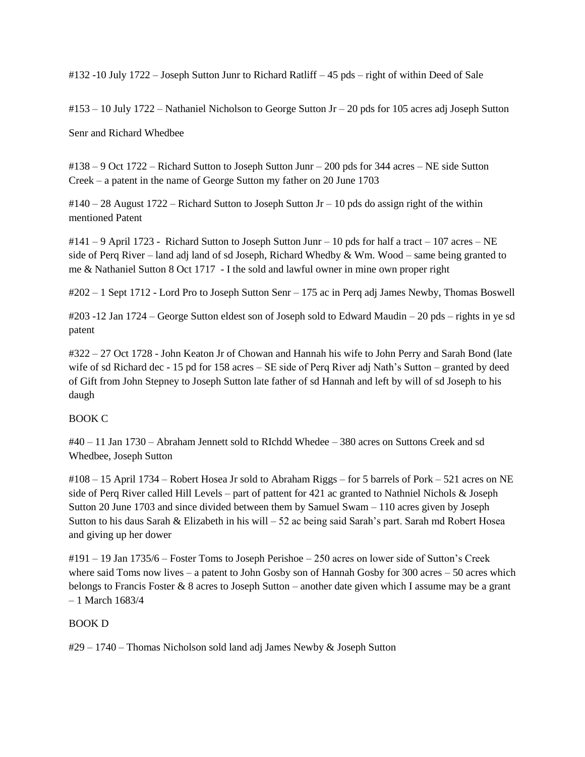#132 -10 July 1722 – Joseph Sutton Junr to Richard Ratliff – 45 pds – right of within Deed of Sale

#153 – 10 July 1722 – Nathaniel Nicholson to George Sutton Jr – 20 pds for 105 acres adj Joseph Sutton Senr and Richard Whedbee

#138 – 9 Oct 1722 – Richard Sutton to Joseph Sutton Junr – 200 pds for 344 acres – NE side Sutton Creek – a patent in the name of George Sutton my father on 20 June 1703

#140 – 28 August 1722 – Richard Sutton to Joseph Sutton Jr – 10 pds do assign right of the within mentioned Patent

#141 – 9 April 1723 - Richard Sutton to Joseph Sutton Junr – 10 pds for half a tract – 107 acres – NE side of Perq River – land adj land of sd Joseph, Richard Whedby & Wm. Wood – same being granted to me & Nathaniel Sutton 8 Oct 1717 - I the sold and lawful owner in mine own proper right

#202 – 1 Sept 1712 - Lord Pro to Joseph Sutton Senr – 175 ac in Perq adj James Newby, Thomas Boswell

#203 -12 Jan 1724 – George Sutton eldest son of Joseph sold to Edward Maudin – 20 pds – rights in ye sd patent

#322 – 27 Oct 1728 - John Keaton Jr of Chowan and Hannah his wife to John Perry and Sarah Bond (late wife of sd Richard dec - 15 pd for 158 acres – SE side of Perq River adj Nath's Sutton – granted by deed of Gift from John Stepney to Joseph Sutton late father of sd Hannah and left by will of sd Joseph to his daugh

BOOK C

#40 – 11 Jan 1730 – Abraham Jennett sold to RIchdd Whedee – 380 acres on Suttons Creek and sd Whedbee, Joseph Sutton

#108 – 15 April 1734 – Robert Hosea Jr sold to Abraham Riggs – for 5 barrels of Pork – 521 acres on NE side of Perq River called Hill Levels – part of pattent for 421 ac granted to Nathniel Nichols & Joseph Sutton 20 June 1703 and since divided between them by Samuel Swam – 110 acres given by Joseph Sutton to his daus Sarah & Elizabeth in his will – 52 ac being said Sarah's part. Sarah md Robert Hosea and giving up her dower

#191 – 19 Jan 1735/6 – Foster Toms to Joseph Perishoe – 250 acres on lower side of Sutton's Creek where said Toms now lives – a patent to John Gosby son of Hannah Gosby for 300 acres – 50 acres which belongs to Francis Foster & 8 acres to Joseph Sutton – another date given which I assume may be a grant – 1 March 1683/4

BOOK D

#29 – 1740 – Thomas Nicholson sold land adj James Newby & Joseph Sutton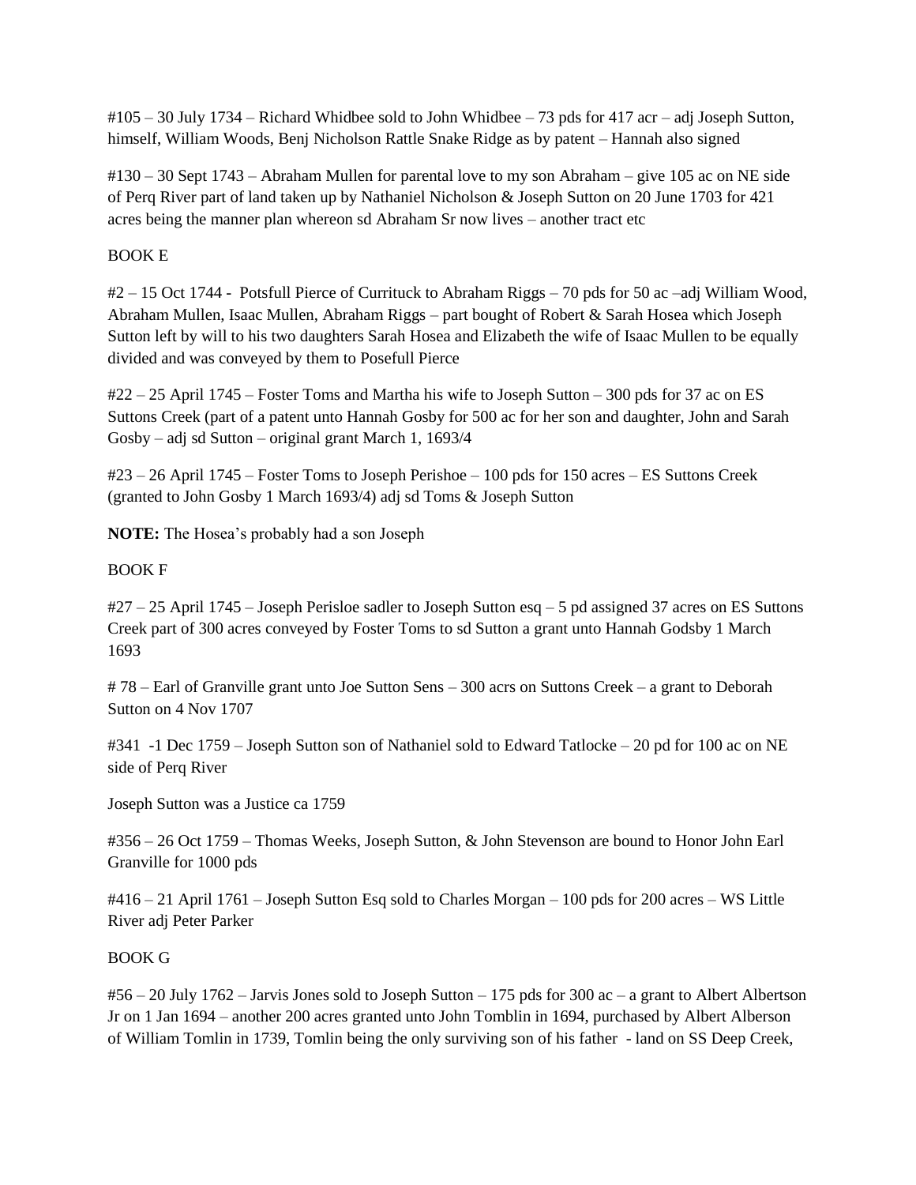#105 – 30 July 1734 – Richard Whidbee sold to John Whidbee – 73 pds for 417 acr – adj Joseph Sutton, himself, William Woods, Benj Nicholson Rattle Snake Ridge as by patent – Hannah also signed

#130 – 30 Sept 1743 – Abraham Mullen for parental love to my son Abraham – give 105 ac on NE side of Perq River part of land taken up by Nathaniel Nicholson & Joseph Sutton on 20 June 1703 for 421 acres being the manner plan whereon sd Abraham Sr now lives – another tract etc

BOOK E

#2 – 15 Oct 1744 - Potsfull Pierce of Currituck to Abraham Riggs – 70 pds for 50 ac –adj William Wood, Abraham Mullen, Isaac Mullen, Abraham Riggs – part bought of Robert & Sarah Hosea which Joseph Sutton left by will to his two daughters Sarah Hosea and Elizabeth the wife of Isaac Mullen to be equally divided and was conveyed by them to Posefull Pierce

#22 – 25 April 1745 – Foster Toms and Martha his wife to Joseph Sutton – 300 pds for 37 ac on ES Suttons Creek (part of a patent unto Hannah Gosby for 500 ac for her son and daughter, John and Sarah Gosby – adj sd Sutton – original grant March 1, 1693/4

#23 – 26 April 1745 – Foster Toms to Joseph Perishoe – 100 pds for 150 acres – ES Suttons Creek (granted to John Gosby 1 March 1693/4) adj sd Toms & Joseph Sutton

**NOTE:** The Hosea's probably had a son Joseph

BOOK F

#27 – 25 April 1745 – Joseph Perisloe sadler to Joseph Sutton esq – 5 pd assigned 37 acres on ES Suttons Creek part of 300 acres conveyed by Foster Toms to sd Sutton a grant unto Hannah Godsby 1 March 1693

# 78 – Earl of Granville grant unto Joe Sutton Sens – 300 acrs on Suttons Creek – a grant to Deborah Sutton on 4 Nov 1707

#341 -1 Dec 1759 – Joseph Sutton son of Nathaniel sold to Edward Tatlocke – 20 pd for 100 ac on NE side of Perq River

Joseph Sutton was a Justice ca 1759

#356 – 26 Oct 1759 – Thomas Weeks, Joseph Sutton, & John Stevenson are bound to Honor John Earl Granville for 1000 pds

#416 – 21 April 1761 – Joseph Sutton Esq sold to Charles Morgan – 100 pds for 200 acres – WS Little River adj Peter Parker

BOOK G

#56 – 20 July 1762 – Jarvis Jones sold to Joseph Sutton – 175 pds for 300 ac – a grant to Albert Albertson Jr on 1 Jan 1694 – another 200 acres granted unto John Tomblin in 1694, purchased by Albert Alberson of William Tomlin in 1739, Tomlin being the only surviving son of his father - land on SS Deep Creek,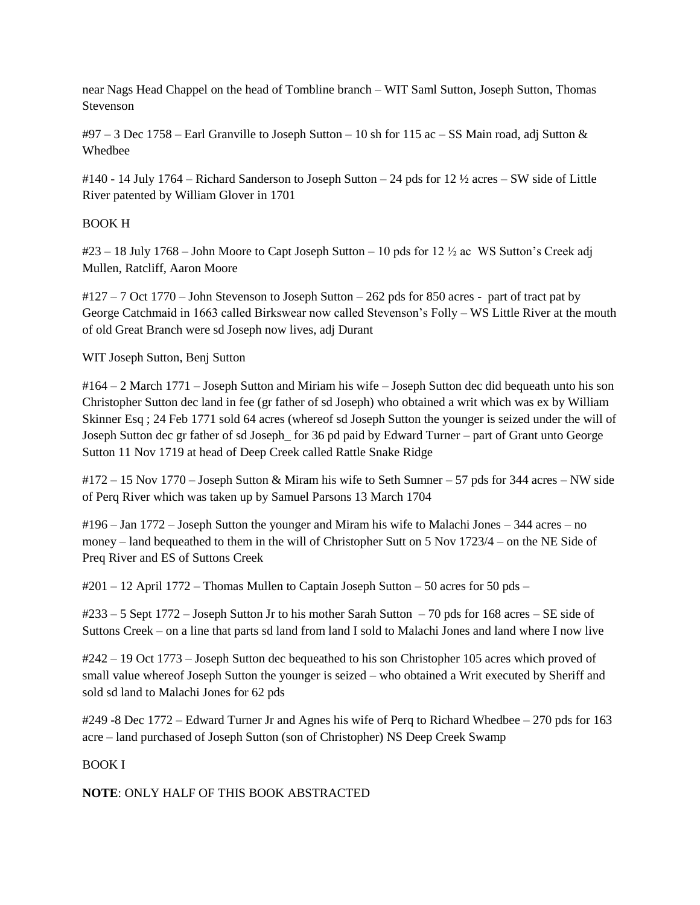near Nags Head Chappel on the head of Tombline branch – WIT Saml Sutton, Joseph Sutton, Thomas Stevenson

#97 – 3 Dec 1758 – Earl Granville to Joseph Sutton – 10 sh for 115 ac – SS Main road, adj Sutton & Whedbee

#140 - 14 July 1764 – Richard Sanderson to Joseph Sutton – 24 pds for 12 ½ acres – SW side of Little River patented by William Glover in 1701

BOOK H

#23 – 18 July 1768 – John Moore to Capt Joseph Sutton – 10 pds for 12 ½ ac  WS Sutton's Creek adj Mullen, Ratcliff, Aaron Moore

#127 – 7 Oct 1770 – John Stevenson to Joseph Sutton – 262 pds for 850 acres -  part of tract pat by George Catchmaid in 1663 called Birkswear now called Stevenson's Folly – WS Little River at the mouth of old Great Branch were sd Joseph now lives, adj Durant

WIT Joseph Sutton, Benj Sutton

#164 – 2 March 1771 – Joseph Sutton and Miriam his wife – Joseph Sutton dec did bequeath unto his son Christopher Sutton dec land in fee (gr father of sd Joseph) who obtained a writ which was ex by William Skinner Esq ; 24 Feb 1771 sold 64 acres (whereof sd Joseph Sutton the younger is seized under the will of Joseph Sutton dec gr father of sd Joseph_ for 36 pd paid by Edward Turner – part of Grant unto George Sutton 11 Nov 1719 at head of Deep Creek called Rattle Snake Ridge

#172 – 15 Nov 1770 – Joseph Sutton & Miram his wife to Seth Sumner – 57 pds for 344 acres – NW side of Perq River which was taken up by Samuel Parsons 13 March 1704

#196 – Jan 1772 – Joseph Sutton the younger and Miram his wife to Malachi Jones – 344 acres – no money – land bequeathed to them in the will of Christopher Sutt on 5 Nov 1723/4 – on the NE Side of Preq River and ES of Suttons Creek

#201 – 12 April 1772 – Thomas Mullen to Captain Joseph Sutton – 50 acres for 50 pds –

#233 – 5 Sept 1772 – Joseph Sutton Jr to his mother Sarah Sutton  – 70 pds for 168 acres – SE side of Suttons Creek – on a line that parts sd land from land I sold to Malachi Jones and land where I now live

#242 – 19 Oct 1773 – Joseph Sutton dec bequeathed to his son Christopher 105 acres which proved of small value whereof Joseph Sutton the younger is seized – who obtained a Writ executed by Sheriff and sold sd land to Malachi Jones for 62 pds

#249 -8 Dec 1772 – Edward Turner Jr and Agnes his wife of Perq to Richard Whedbee – 270 pds for 163 acre – land purchased of Joseph Sutton (son of Christopher) NS Deep Creek Swamp

BOOK I

**NOTE**: ONLY HALF OF THIS BOOK ABSTRACTED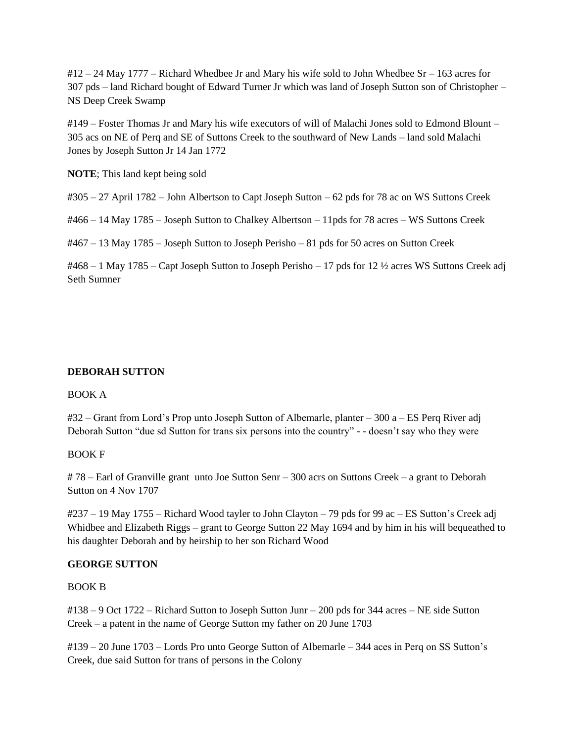#12 – 24 May 1777 – Richard Whedbee Jr and Mary his wife sold to John Whedbee Sr – 163 acres for 307 pds – land Richard bought of Edward Turner Jr which was land of Joseph Sutton son of Christopher – NS Deep Creek Swamp

#149 – Foster Thomas Jr and Mary his wife executors of will of Malachi Jones sold to Edmond Blount – 305 acs on NE of Perq and SE of Suttons Creek to the southward of New Lands – land sold Malachi Jones by Joseph Sutton Jr 14 Jan 1772

**NOTE**; This land kept being sold

#305 – 27 April 1782 – John Albertson to Capt Joseph Sutton – 62 pds for 78 ac on WS Suttons Creek

#466 – 14 May 1785 – Joseph Sutton to Chalkey Albertson – 11pds for 78 acres – WS Suttons Creek

#467 – 13 May 1785 – Joseph Sutton to Joseph Perisho – 81 pds for 50 acres on Sutton Creek

#468 – 1 May 1785 – Capt Joseph Sutton to Joseph Perisho – 17 pds for 12 ½ acres WS Suttons Creek adj Seth Sumner

**DEBORAH SUTTON**

BOOK A

#32 – Grant from Lord's Prop unto Joseph Sutton of Albemarle, planter – 300 a – ES Perq River adj Deborah Sutton "due sd Sutton for trans six persons into the country" - - doesn't say who they were

BOOK F

# 78 – Earl of Granville grant unto Joe Sutton Senr – 300 acrs on Suttons Creek – a grant to Deborah Sutton on 4 Nov 1707

#237 – 19 May 1755 – Richard Wood tayler to John Clayton – 79 pds for 99 ac – ES Sutton's Creek adj Whidbee and Elizabeth Riggs – grant to George Sutton 22 May 1694 and by him in his will bequeathed to his daughter Deborah and by heirship to her son Richard Wood

**GEORGE SUTTON**

BOOK B

#138 – 9 Oct 1722 – Richard Sutton to Joseph Sutton Junr – 200 pds for 344 acres – NE side Sutton Creek – a patent in the name of George Sutton my father on 20 June 1703

#139 – 20 June 1703 – Lords Pro unto George Sutton of Albemarle – 344 aces in Perq on SS Sutton's Creek, due said Sutton for trans of persons in the Colony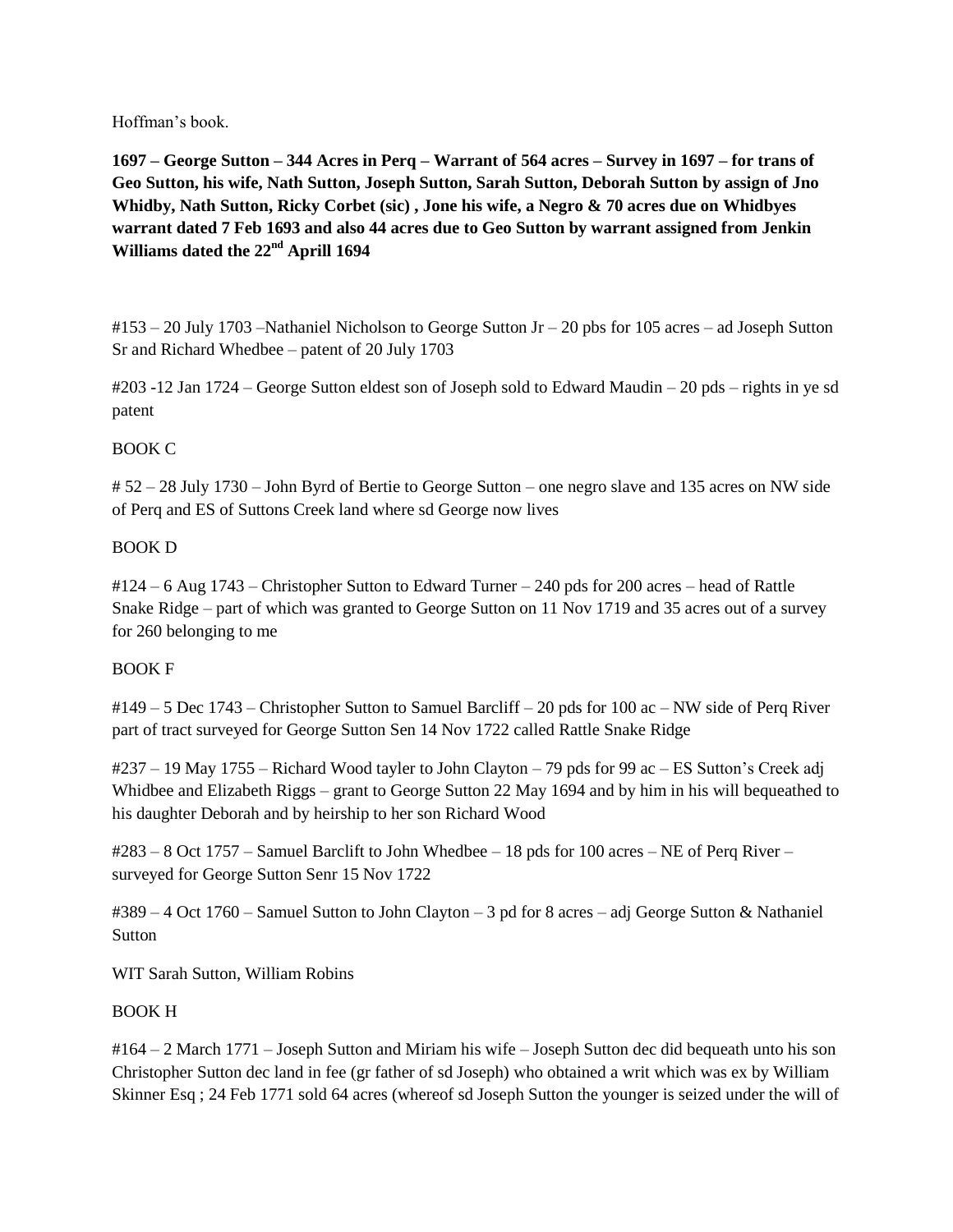Hoffman's book.

**1697 – George Sutton – 344 Acres in Perq – Warrant of 564 acres – Survey in 1697 – for trans of Geo Sutton, his wife, Nath Sutton, Joseph Sutton, Sarah Sutton, Deborah Sutton by assign of Jno Whidby, Nath Sutton, Ricky Corbet (sic) , Jone his wife, a Negro & 70 acres due on Whidbyes warrant dated 7 Feb 1693 and also 44 acres due to Geo Sutton by warrant assigned from Jenkin Williams dated the 22nd Aprill 1694**

#153 – 20 July 1703 –Nathaniel Nicholson to George Sutton Jr – 20 pbs for 105 acres – ad Joseph Sutton Sr and Richard Whedbee – patent of 20 July 1703

#203 -12 Jan 1724 – George Sutton eldest son of Joseph sold to Edward Maudin – 20 pds – rights in ye sd patent

BOOK C

# 52 – 28 July 1730 – John Byrd of Bertie to George Sutton – one negro slave and 135 acres on NW side of Perq and ES of Suttons Creek land where sd George now lives

BOOK D

#124 – 6 Aug 1743 – Christopher Sutton to Edward Turner – 240 pds for 200 acres – head of Rattle Snake Ridge – part of which was granted to George Sutton on 11 Nov 1719 and 35 acres out of a survey for 260 belonging to me

BOOK F

#149 – 5 Dec 1743 – Christopher Sutton to Samuel Barcliff – 20 pds for 100 ac – NW side of Perq River part of tract surveyed for George Sutton Sen 14 Nov 1722 called Rattle Snake Ridge

#237 – 19 May 1755 – Richard Wood tayler to John Clayton – 79 pds for 99 ac – ES Sutton's Creek adj Whidbee and Elizabeth Riggs – grant to George Sutton 22 May 1694 and by him in his will bequeathed to his daughter Deborah and by heirship to her son Richard Wood

#283 – 8 Oct 1757 – Samuel Barclift to John Whedbee – 18 pds for 100 acres – NE of Perq River – surveyed for George Sutton Senr 15 Nov 1722

#389 – 4 Oct 1760 – Samuel Sutton to John Clayton – 3 pd for 8 acres – adj George Sutton & Nathaniel Sutton

WIT Sarah Sutton, William Robins

BOOK H

#164 – 2 March 1771 – Joseph Sutton and Miriam his wife – Joseph Sutton dec did bequeath unto his son Christopher Sutton dec land in fee (gr father of sd Joseph) who obtained a writ which was ex by William Skinner Esq ; 24 Feb 1771 sold 64 acres (whereof sd Joseph Sutton the younger is seized under the will of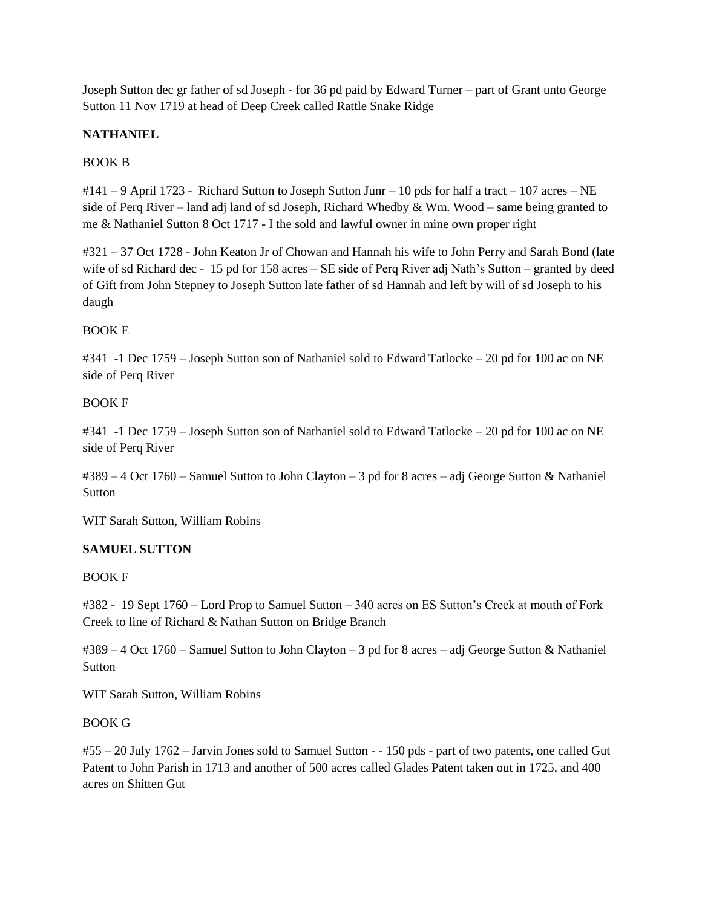Joseph Sutton dec gr father of sd Joseph - for 36 pd paid by Edward Turner – part of Grant unto George Sutton 11 Nov 1719 at head of Deep Creek called Rattle Snake Ridge

**NATHANIEL**

BOOK B

#141 – 9 April 1723 - Richard Sutton to Joseph Sutton Junr – 10 pds for half a tract – 107 acres – NE side of Perq River – land adj land of sd Joseph, Richard Whedby & Wm. Wood – same being granted to me & Nathaniel Sutton 8 Oct 1717 - I the sold and lawful owner in mine own proper right

#321 – 37 Oct 1728 - John Keaton Jr of Chowan and Hannah his wife to John Perry and Sarah Bond (late wife of sd Richard dec - 15 pd for 158 acres – SE side of Perq River adj Nath's Sutton – granted by deed of Gift from John Stepney to Joseph Sutton late father of sd Hannah and left by will of sd Joseph to his daugh

BOOK E

#341 -1 Dec 1759 – Joseph Sutton son of Nathaniel sold to Edward Tatlocke – 20 pd for 100 ac on NE side of Perq River

BOOK F

#341 -1 Dec 1759 – Joseph Sutton son of Nathaniel sold to Edward Tatlocke – 20 pd for 100 ac on NE side of Perq River

#389 – 4 Oct 1760 – Samuel Sutton to John Clayton – 3 pd for 8 acres – adj George Sutton & Nathaniel Sutton

WIT Sarah Sutton, William Robins

**SAMUEL SUTTON**

BOOK F

#382 - 19 Sept 1760 – Lord Prop to Samuel Sutton – 340 acres on ES Sutton's Creek at mouth of Fork Creek to line of Richard & Nathan Sutton on Bridge Branch

#389 – 4 Oct 1760 – Samuel Sutton to John Clayton – 3 pd for 8 acres – adj George Sutton & Nathaniel Sutton

WIT Sarah Sutton, William Robins

BOOK G

#55 – 20 July 1762 – Jarvin Jones sold to Samuel Sutton - - 150 pds - part of two patents, one called Gut Patent to John Parish in 1713 and another of 500 acres called Glades Patent taken out in 1725, and 400 acres on Shitten Gut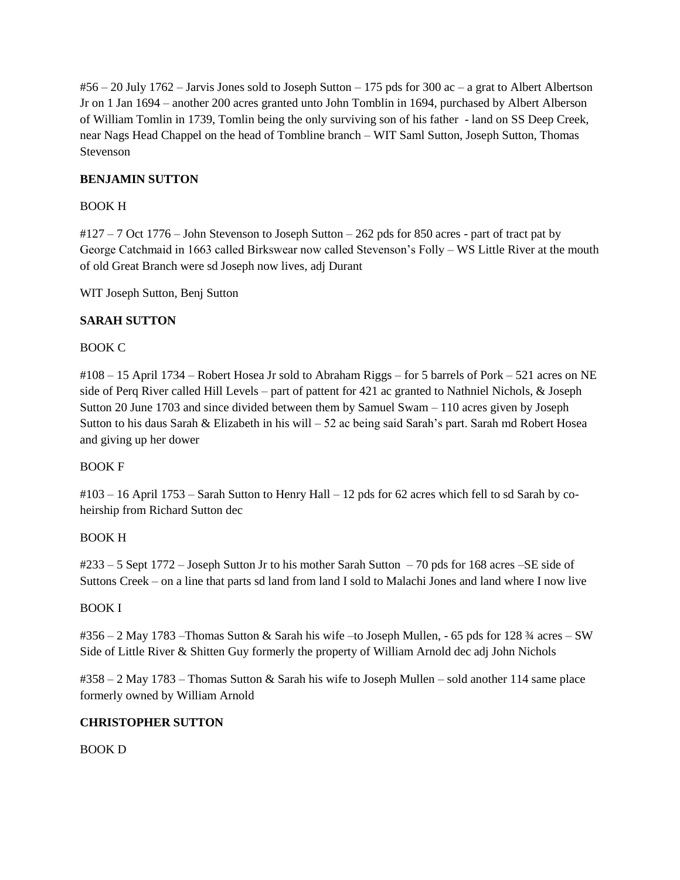#56 – 20 July 1762 – Jarvis Jones sold to Joseph Sutton – 175 pds for 300 ac – a grat to Albert Albertson Jr on 1 Jan 1694 – another 200 acres granted unto John Tomblin in 1694, purchased by Albert Alberson of William Tomlin in 1739, Tomlin being the only surviving son of his father - land on SS Deep Creek, near Nags Head Chappel on the head of Tombline branch – WIT Saml Sutton, Joseph Sutton, Thomas Stevenson

**BENJAMIN SUTTON**

BOOK H

#127 – 7 Oct 1776 – John Stevenson to Joseph Sutton – 262 pds for 850 acres - part of tract pat by George Catchmaid in 1663 called Birkswear now called Stevenson's Folly – WS Little River at the mouth of old Great Branch were sd Joseph now lives, adj Durant

WIT Joseph Sutton, Benj Sutton

**SARAH SUTTON**

BOOK C

#108 – 15 April 1734 – Robert Hosea Jr sold to Abraham Riggs – for 5 barrels of Pork – 521 acres on NE side of Perq River called Hill Levels – part of pattent for 421 ac granted to Nathniel Nichols, & Joseph Sutton 20 June 1703 and since divided between them by Samuel Swam – 110 acres given by Joseph Sutton to his daus Sarah & Elizabeth in his will – 52 ac being said Sarah's part. Sarah md Robert Hosea and giving up her dower

BOOK F

#103 – 16 April 1753 – Sarah Sutton to Henry Hall – 12 pds for 62 acres which fell to sd Sarah by co-heirship from Richard Sutton dec

BOOK H

#233 – 5 Sept 1772 – Joseph Sutton Jr to his mother Sarah Sutton – 70 pds for 168 acres –SE side of Suttons Creek – on a line that parts sd land from land I sold to Malachi Jones and land where I now live

BOOK I

#356 – 2 May 1783 –Thomas Sutton & Sarah his wife –to Joseph Mullen, - 65 pds for 128 ¾ acres – SW Side of Little River & Shitten Guy formerly the property of William Arnold dec adj John Nichols

#358 – 2 May 1783 – Thomas Sutton & Sarah his wife to Joseph Mullen – sold another 114 same place formerly owned by William Arnold

**CHRISTOPHER SUTTON**

BOOK D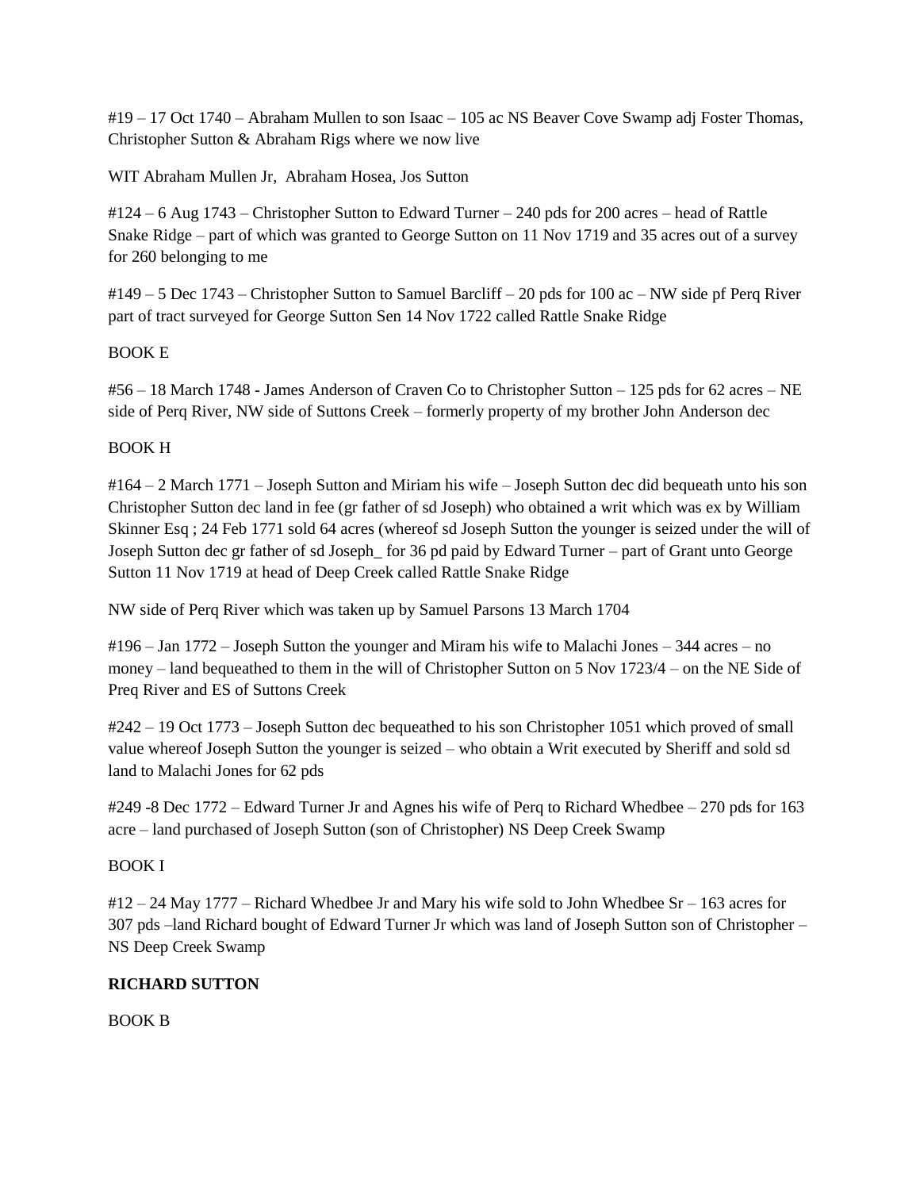#19 – 17 Oct 1740 – Abraham Mullen to son Isaac – 105 ac NS Beaver Cove Swamp adj Foster Thomas, Christopher Sutton & Abraham Rigs where we now live

WIT Abraham Mullen Jr, Abraham Hosea, Jos Sutton

#124 – 6 Aug 1743 – Christopher Sutton to Edward Turner – 240 pds for 200 acres – head of Rattle Snake Ridge – part of which was granted to George Sutton on 11 Nov 1719 and 35 acres out of a survey for 260 belonging to me

#149 – 5 Dec 1743 – Christopher Sutton to Samuel Barcliff – 20 pds for 100 ac – NW side pf Perq River part of tract surveyed for George Sutton Sen 14 Nov 1722 called Rattle Snake Ridge

BOOK E

#56 – 18 March 1748 - James Anderson of Craven Co to Christopher Sutton – 125 pds for 62 acres – NE side of Perq River, NW side of Suttons Creek – formerly property of my brother John Anderson dec

BOOK H

#164 – 2 March 1771 – Joseph Sutton and Miriam his wife – Joseph Sutton dec did bequeath unto his son Christopher Sutton dec land in fee (gr father of sd Joseph) who obtained a writ which was ex by William Skinner Esq ; 24 Feb 1771 sold 64 acres (whereof sd Joseph Sutton the younger is seized under the will of Joseph Sutton dec gr father of sd Joseph_ for 36 pd paid by Edward Turner – part of Grant unto George Sutton 11 Nov 1719 at head of Deep Creek called Rattle Snake Ridge

NW side of Perq River which was taken up by Samuel Parsons 13 March 1704

#196 – Jan 1772 – Joseph Sutton the younger and Miram his wife to Malachi Jones – 344 acres – no money – land bequeathed to them in the will of Christopher Sutton on 5 Nov 1723/4 – on the NE Side of Preq River and ES of Suttons Creek

#242 – 19 Oct 1773 – Joseph Sutton dec bequeathed to his son Christopher 1051 which proved of small value whereof Joseph Sutton the younger is seized – who obtain a Writ executed by Sheriff and sold sd land to Malachi Jones for 62 pds

#249 -8 Dec 1772 – Edward Turner Jr and Agnes his wife of Perq to Richard Whedbee – 270 pds for 163 acre – land purchased of Joseph Sutton (son of Christopher) NS Deep Creek Swamp

BOOK I

#12 – 24 May 1777 – Richard Whedbee Jr and Mary his wife sold to John Whedbee Sr – 163 acres for 307 pds –land Richard bought of Edward Turner Jr which was land of Joseph Sutton son of Christopher – NS Deep Creek Swamp

**RICHARD SUTTON**

BOOK B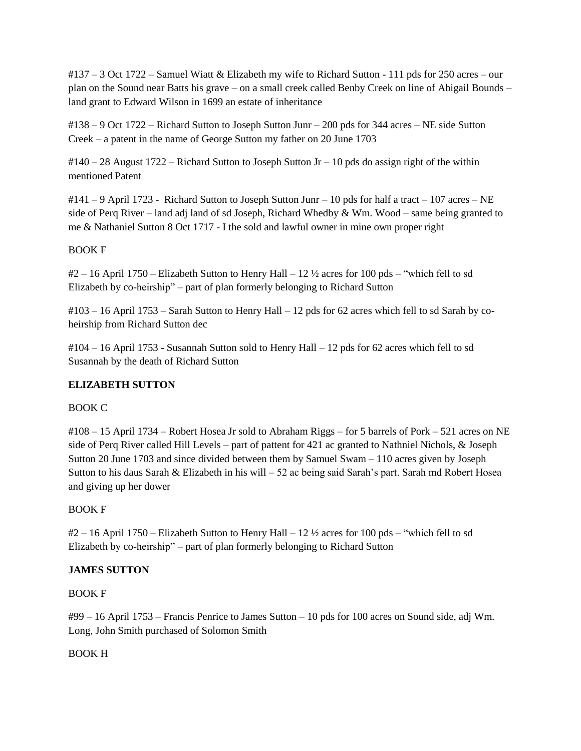#137 – 3 Oct 1722 – Samuel Wiatt & Elizabeth my wife to Richard Sutton - 111 pds for 250 acres – our plan on the Sound near Batts his grave – on a small creek called Benby Creek on line of Abigail Bounds – land grant to Edward Wilson in 1699 an estate of inheritance

#138 – 9 Oct 1722 – Richard Sutton to Joseph Sutton Junr – 200 pds for 344 acres – NE side Sutton Creek – a patent in the name of George Sutton my father on 20 June 1703

#140 – 28 August 1722 – Richard Sutton to Joseph Sutton Jr – 10 pds do assign right of the within mentioned Patent

#141 – 9 April 1723 - Richard Sutton to Joseph Sutton Junr – 10 pds for half a tract – 107 acres – NE side of Perq River – land adj land of sd Joseph, Richard Whedby & Wm. Wood – same being granted to me & Nathaniel Sutton 8 Oct 1717 - I the sold and lawful owner in mine own proper right

BOOK F

#2 – 16 April 1750 – Elizabeth Sutton to Henry Hall – 12 ½ acres for 100 pds – "which fell to sd Elizabeth by co-heirship" – part of plan formerly belonging to Richard Sutton

#103 – 16 April 1753 – Sarah Sutton to Henry Hall – 12 pds for 62 acres which fell to sd Sarah by co-heirship from Richard Sutton dec

#104 – 16 April 1753 - Susannah Sutton sold to Henry Hall – 12 pds for 62 acres which fell to sd Susannah by the death of Richard Sutton

**ELIZABETH SUTTON**

BOOK C

#108 – 15 April 1734 – Robert Hosea Jr sold to Abraham Riggs – for 5 barrels of Pork – 521 acres on NE side of Perq River called Hill Levels – part of pattent for 421 ac granted to Nathniel Nichols, & Joseph Sutton 20 June 1703 and since divided between them by Samuel Swam – 110 acres given by Joseph Sutton to his daus Sarah & Elizabeth in his will – 52 ac being said Sarah's part. Sarah md Robert Hosea and giving up her dower

BOOK F

#2 – 16 April 1750 – Elizabeth Sutton to Henry Hall – 12 ½ acres for 100 pds – "which fell to sd Elizabeth by co-heirship" – part of plan formerly belonging to Richard Sutton

**JAMES SUTTON**

BOOK F

#99 – 16 April 1753 – Francis Penrice to James Sutton – 10 pds for 100 acres on Sound side, adj Wm. Long, John Smith purchased of Solomon Smith

BOOK H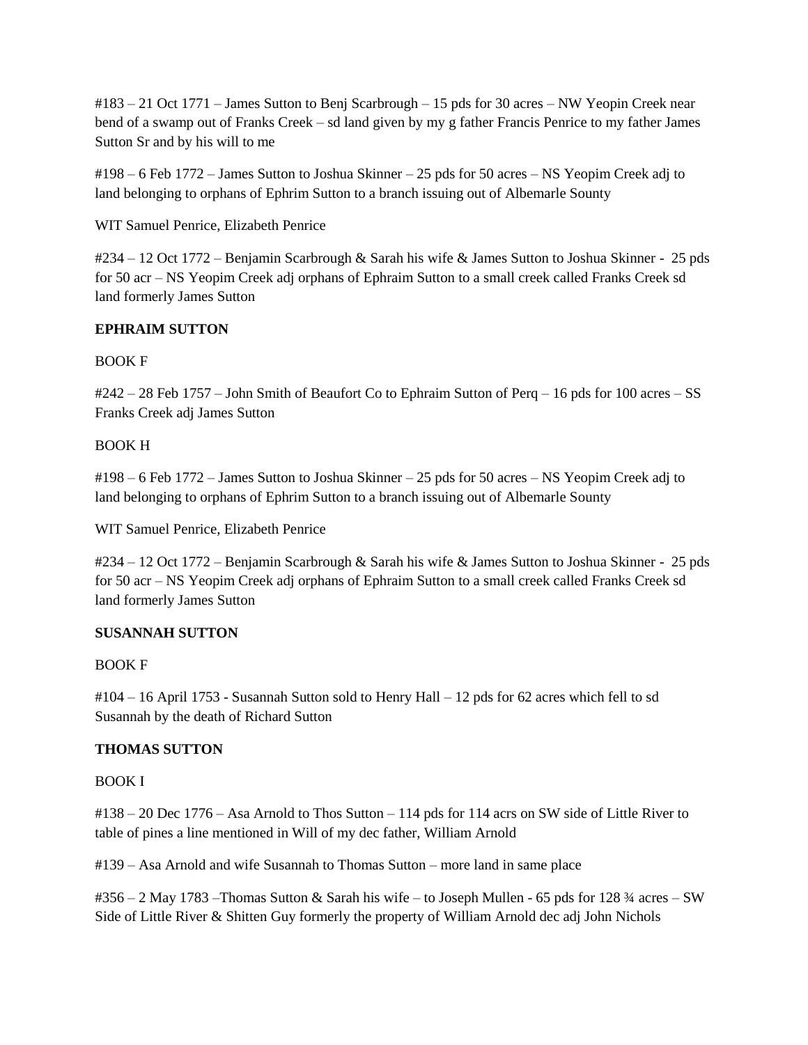#183 – 21 Oct 1771 – James Sutton to Benj Scarbrough – 15 pds for 30 acres – NW Yeopin Creek near bend of a swamp out of Franks Creek – sd land given by my g father Francis Penrice to my father James Sutton Sr and by his will to me

#198 – 6 Feb 1772 – James Sutton to Joshua Skinner – 25 pds for 50 acres – NS Yeopim Creek adj to land belonging to orphans of Ephrim Sutton to a branch issuing out of Albemarle Sounty

WIT Samuel Penrice, Elizabeth Penrice

#234 – 12 Oct 1772 – Benjamin Scarbrough & Sarah his wife & James Sutton to Joshua Skinner - 25 pds for 50 acr – NS Yeopim Creek adj orphans of Ephraim Sutton to a small creek called Franks Creek sd land formerly James Sutton

**EPHRAIM SUTTON**

BOOK F

#242 – 28 Feb 1757 – John Smith of Beaufort Co to Ephraim Sutton of Perq – 16 pds for 100 acres – SS Franks Creek adj James Sutton

BOOK H

#198 – 6 Feb 1772 – James Sutton to Joshua Skinner – 25 pds for 50 acres – NS Yeopim Creek adj to land belonging to orphans of Ephrim Sutton to a branch issuing out of Albemarle Sounty

WIT Samuel Penrice, Elizabeth Penrice

#234 – 12 Oct 1772 – Benjamin Scarbrough & Sarah his wife & James Sutton to Joshua Skinner - 25 pds for 50 acr – NS Yeopim Creek adj orphans of Ephraim Sutton to a small creek called Franks Creek sd land formerly James Sutton

**SUSANNAH SUTTON**

BOOK F

#104 – 16 April 1753 - Susannah Sutton sold to Henry Hall – 12 pds for 62 acres which fell to sd Susannah by the death of Richard Sutton

**THOMAS SUTTON**

BOOK I

#138 – 20 Dec 1776 – Asa Arnold to Thos Sutton – 114 pds for 114 acrs on SW side of Little River to table of pines a line mentioned in Will of my dec father, William Arnold

#139 – Asa Arnold and wife Susannah to Thomas Sutton – more land in same place

#356 – 2 May 1783 –Thomas Sutton & Sarah his wife – to Joseph Mullen - 65 pds for 128 ¾ acres – SW Side of Little River & Shitten Guy formerly the property of William Arnold dec adj John Nichols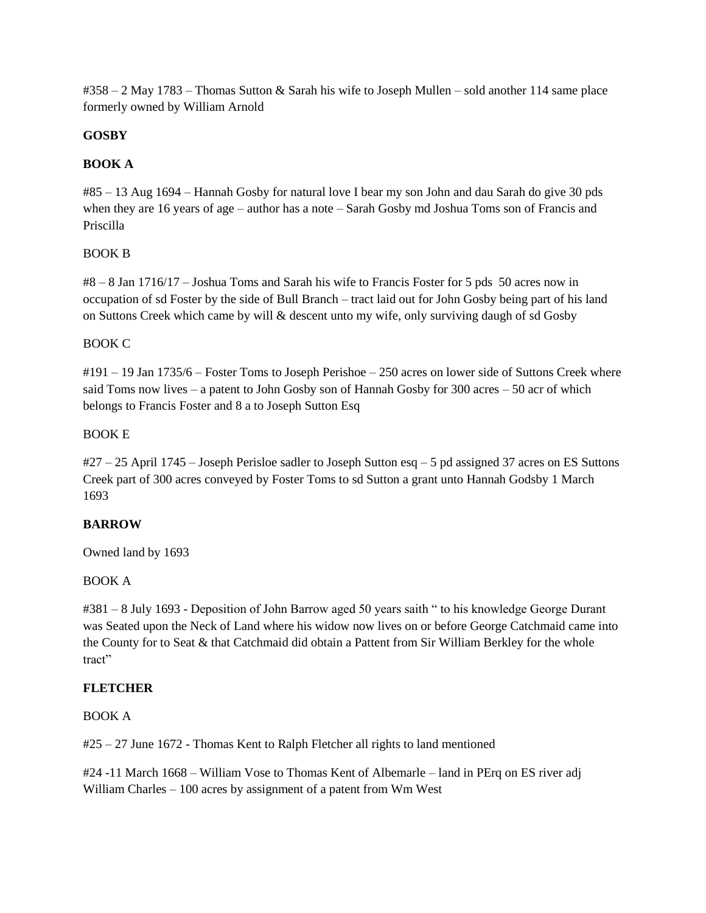#358 – 2 May 1783 – Thomas Sutton & Sarah his wife to Joseph Mullen – sold another 114 same place formerly owned by William Arnold

**GOSBY**

**BOOK A**

#85 – 13 Aug 1694 – Hannah Gosby for natural love I bear my son John and dau Sarah do give 30 pds when they are 16 years of age – author has a note – Sarah Gosby md Joshua Toms son of Francis and Priscilla

BOOK B

#8 – 8 Jan 1716/17 – Joshua Toms and Sarah his wife to Francis Foster for 5 pds 50 acres now in occupation of sd Foster by the side of Bull Branch – tract laid out for John Gosby being part of his land on Suttons Creek which came by will & descent unto my wife, only surviving daugh of sd Gosby

BOOK C

#191 – 19 Jan 1735/6 – Foster Toms to Joseph Perishoe – 250 acres on lower side of Suttons Creek where said Toms now lives – a patent to John Gosby son of Hannah Gosby for 300 acres – 50 acr of which belongs to Francis Foster and 8 a to Joseph Sutton Esq

BOOK E

#27 – 25 April 1745 – Joseph Perisloe sadler to Joseph Sutton esq – 5 pd assigned 37 acres on ES Suttons Creek part of 300 acres conveyed by Foster Toms to sd Sutton a grant unto Hannah Godsby 1 March 1693

**BARROW**

Owned land by 1693

BOOK A

#381 – 8 July 1693 - Deposition of John Barrow aged 50 years saith " to his knowledge George Durant was Seated upon the Neck of Land where his widow now lives on or before George Catchmaid came into the County for to Seat & that Catchmaid did obtain a Pattent from Sir William Berkley for the whole tract"

**FLETCHER**

BOOK A

#25 – 27 June 1672 - Thomas Kent to Ralph Fletcher all rights to land mentioned

#24 -11 March 1668 – William Vose to Thomas Kent of Albemarle – land in PErq on ES river adj William Charles – 100 acres by assignment of a patent from Wm West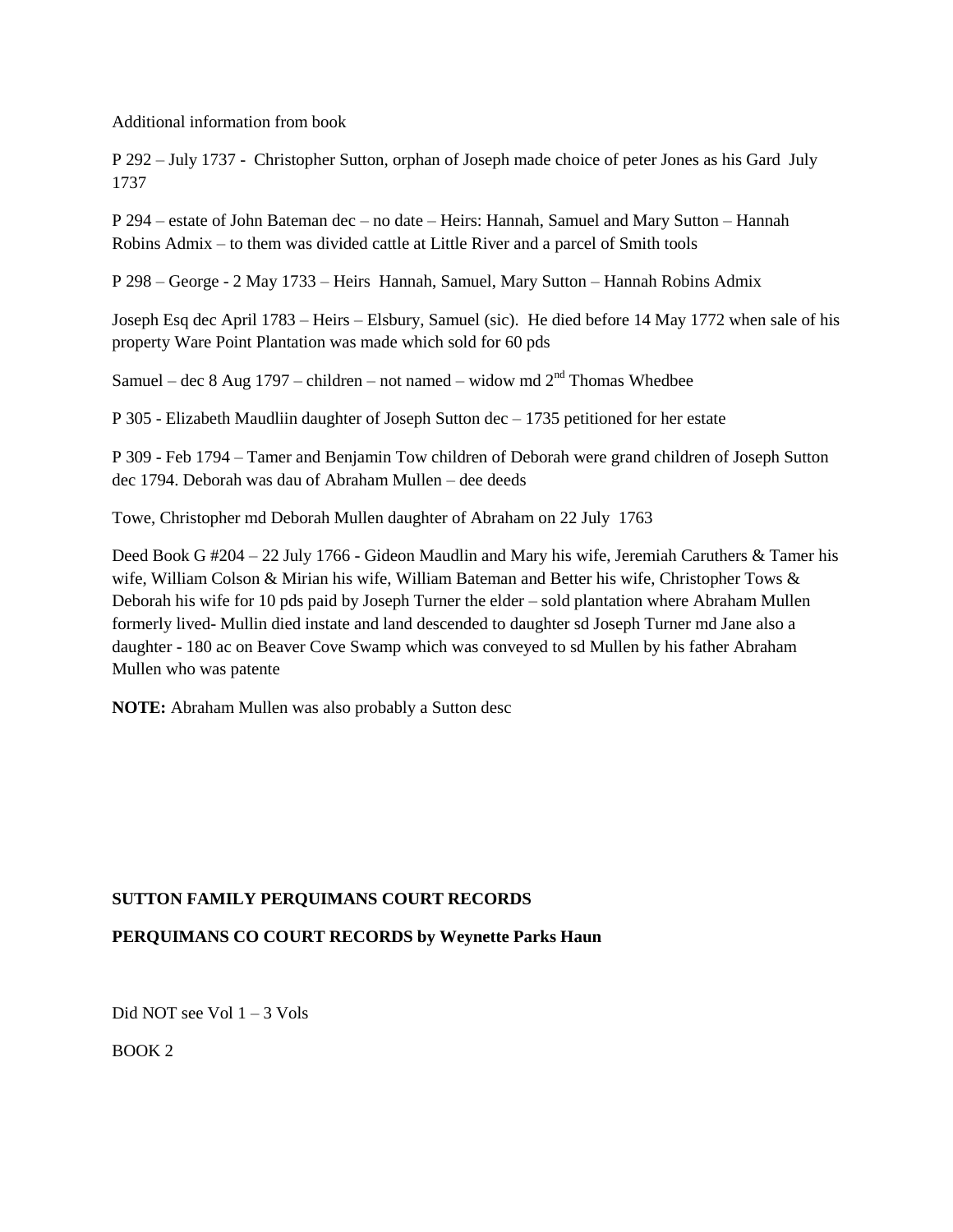Additional information from book

P 292 – July 1737 - Christopher Sutton, orphan of Joseph made choice of peter Jones as his Gard July 1737

P 294 – estate of John Bateman dec – no date – Heirs: Hannah, Samuel and Mary Sutton – Hannah Robins Admix – to them was divided cattle at Little River and a parcel of Smith tools

P 298 – George - 2 May 1733 – Heirs Hannah, Samuel, Mary Sutton – Hannah Robins Admix

Joseph Esq dec April 1783 – Heirs – Elsbury, Samuel (sic). He died before 14 May 1772 when sale of his property Ware Point Plantation was made which sold for 60 pds

Samuel – dec 8 Aug 1797 – children – not named – widow md 2nd Thomas Whedbee

P 305 - Elizabeth Maudliin daughter of Joseph Sutton dec – 1735 petitioned for her estate

P 309 - Feb 1794 – Tamer and Benjamin Tow children of Deborah were grand children of Joseph Sutton dec 1794. Deborah was dau of Abraham Mullen – dee deeds

Towe, Christopher md Deborah Mullen daughter of Abraham on 22 July 1763

Deed Book G #204 – 22 July 1766 - Gideon Maudlin and Mary his wife, Jeremiah Caruthers & Tamer his wife, William Colson & Mirian his wife, William Bateman and Better his wife, Christopher Tows & Deborah his wife for 10 pds paid by Joseph Turner the elder – sold plantation where Abraham Mullen formerly lived- Mullin died instate and land descended to daughter sd Joseph Turner md Jane also a daughter - 180 ac on Beaver Cove Swamp which was conveyed to sd Mullen by his father Abraham Mullen who was patente

**NOTE:** Abraham Mullen was also probably a Sutton desc

**SUTTON FAMILY PERQUIMANS COURT RECORDS**

**PERQUIMANS CO COURT RECORDS by Weynette Parks Haun**

Did NOT see Vol 1 – 3 Vols

BOOK 2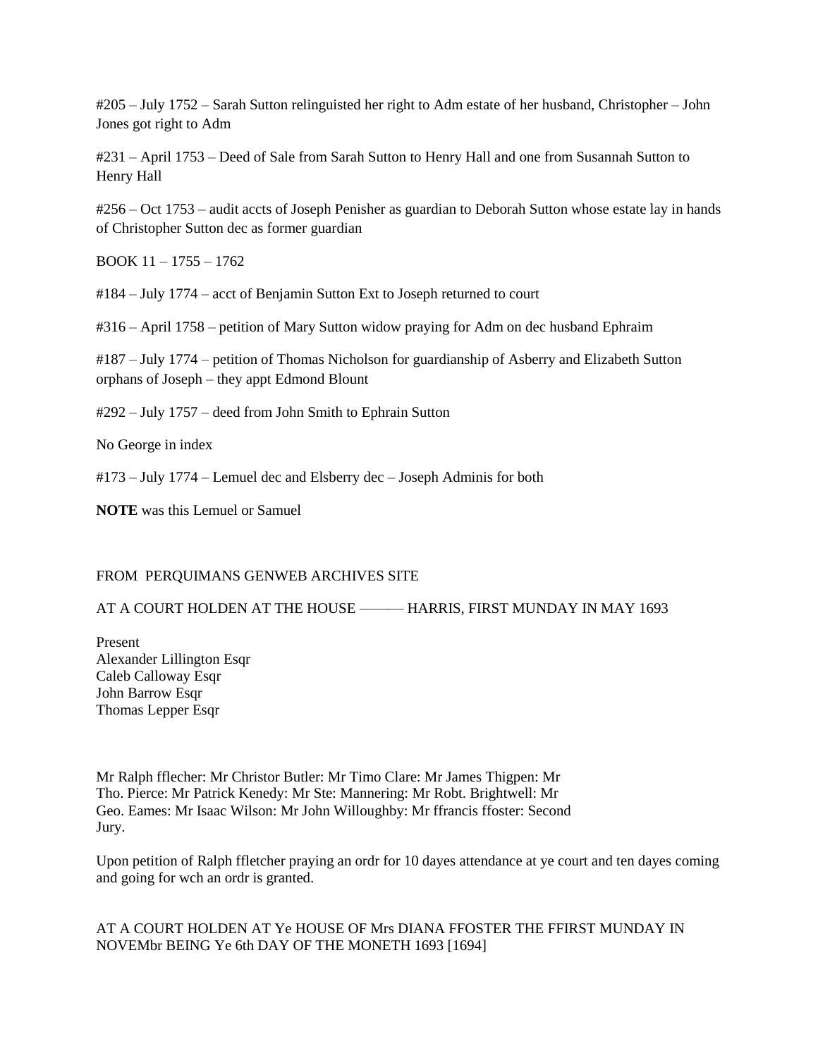#205 – July 1752 – Sarah Sutton relinguisted her right to Adm estate of her husband, Christopher – John Jones got right to Adm

#231 – April 1753 – Deed of Sale from Sarah Sutton to Henry Hall and one from Susannah Sutton to Henry Hall

#256 – Oct 1753 – audit accts of Joseph Penisher as guardian to Deborah Sutton whose estate lay in hands of Christopher Sutton dec as former guardian

BOOK 11 – 1755 – 1762

#184 – July 1774 – acct of Benjamin Sutton Ext to Joseph returned to court

#316 – April 1758 – petition of Mary Sutton widow praying for Adm on dec husband Ephraim

#187 – July 1774 – petition of Thomas Nicholson for guardianship of Asberry and Elizabeth Sutton orphans of Joseph – they appt Edmond Blount

#292 – July 1757 – deed from John Smith to Ephrain Sutton

No George in index

#173 – July 1774 – Lemuel dec and Elsberry dec – Joseph Adminis for both

**NOTE** was this Lemuel or Samuel

FROM PERQUIMANS GENWEB ARCHIVES SITE

AT A COURT HOLDEN AT THE HOUSE ——— HARRIS, FIRST MUNDAY IN MAY 1693

Present
Alexander Lillington Esqr
Caleb Calloway Esqr
John Barrow Esqr
Thomas Lepper Esqr

Mr Ralph fflecher: Mr Christor Butler: Mr Timo Clare: Mr James Thigpen: Mr Tho. Pierce: Mr Patrick Kenedy: Mr Ste: Mannering: Mr Robt. Brightwell: Mr Geo. Eames: Mr Isaac Wilson: Mr John Willoughby: Mr ffrancis ffoster: Second Jury.

Upon petition of Ralph ffletcher praying an ordr for 10 dayes attendance at ye court and ten dayes coming and going for wch an ordr is granted.

AT A COURT HOLDEN AT Ye HOUSE OF Mrs DIANA FFOSTER THE FFIRST MUNDAY IN NOVEMbr BEING Ye 6th DAY OF THE MONETH 1693 [1694]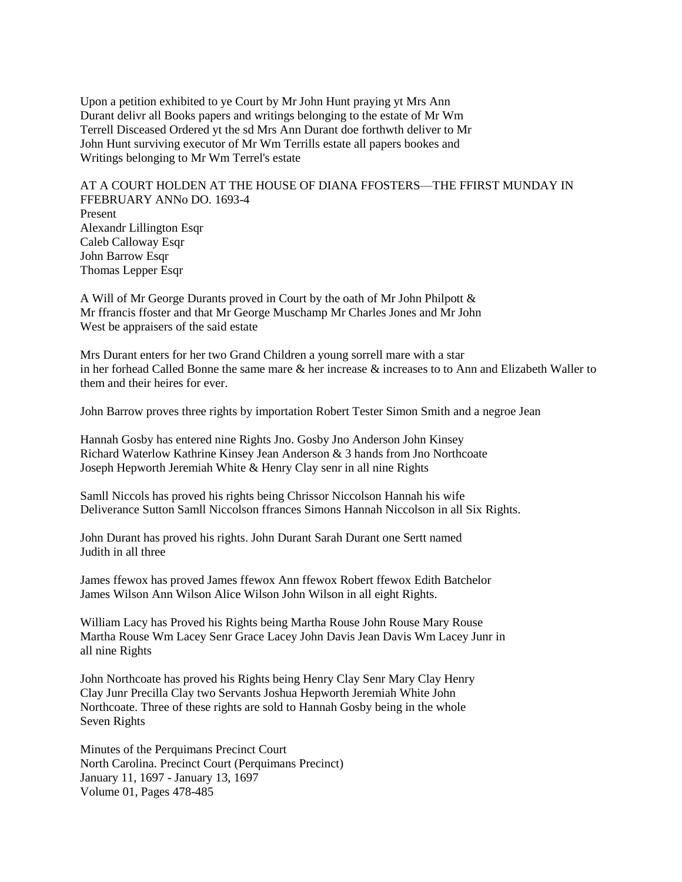Upon a petition exhibited to ye Court by Mr John Hunt praying yt Mrs Ann Durant delivr all Books papers and writings belonging to the estate of Mr Wm Terrell Disceased Ordered yt the sd Mrs Ann Durant doe forthwth deliver to Mr John Hunt surviving executor of Mr Wm Terrills estate all papers bookes and Writings belonging to Mr Wm Terrel's estate

AT A COURT HOLDEN AT THE HOUSE OF DIANA FFOSTERS—THE FFIRST MUNDAY IN FFEBRUARY ANNo DO. 1693-4

Present
Alexandr Lillington Esqr
Caleb Calloway Esqr
John Barrow Esqr
Thomas Lepper Esqr

A Will of Mr George Durants proved in Court by the oath of Mr John Philpott & Mr ffrancis ffoster and that Mr George Muschamp Mr Charles Jones and Mr John West be appraisers of the said estate

Mrs Durant enters for her two Grand Children a young sorrell mare with a star in her forhead Called Bonne the same mare & her increase & increases to to Ann and Elizabeth Waller to them and their heires for ever.

John Barrow proves three rights by importation Robert Tester Simon Smith and a negroe Jean

Hannah Gosby has entered nine Rights Jno. Gosby Jno Anderson John Kinsey Richard Waterlow Kathrine Kinsey Jean Anderson & 3 hands from Jno Northcoate Joseph Hepworth Jeremiah White & Henry Clay senr in all nine Rights

Samll Niccols has proved his rights being Chrissor Niccolson Hannah his wife Deliverance Sutton Samll Niccolson ffrances Simons Hannah Niccolson in all Six Rights.

John Durant has proved his rights. John Durant Sarah Durant one Sertt named Judith in all three

James ffewox has proved James ffewox Ann ffewox Robert ffewox Edith Batchelor James Wilson Ann Wilson Alice Wilson John Wilson in all eight Rights.

William Lacy has Proved his Rights being Martha Rouse John Rouse Mary Rouse Martha Rouse Wm Lacey Senr Grace Lacey John Davis Jean Davis Wm Lacey Junr in all nine Rights

John Northcoate has proved his Rights being Henry Clay Senr Mary Clay Henry Clay Junr Precilla Clay two Servants Joshua Hepworth Jeremiah White John Northcoate. Three of these rights are sold to Hannah Gosby being in the whole Seven Rights

Minutes of the Perquimans Precinct Court
North Carolina. Precinct Court (Perquimans Precinct)
January 11, 1697 - January 13, 1697
Volume 01, Pages 478-485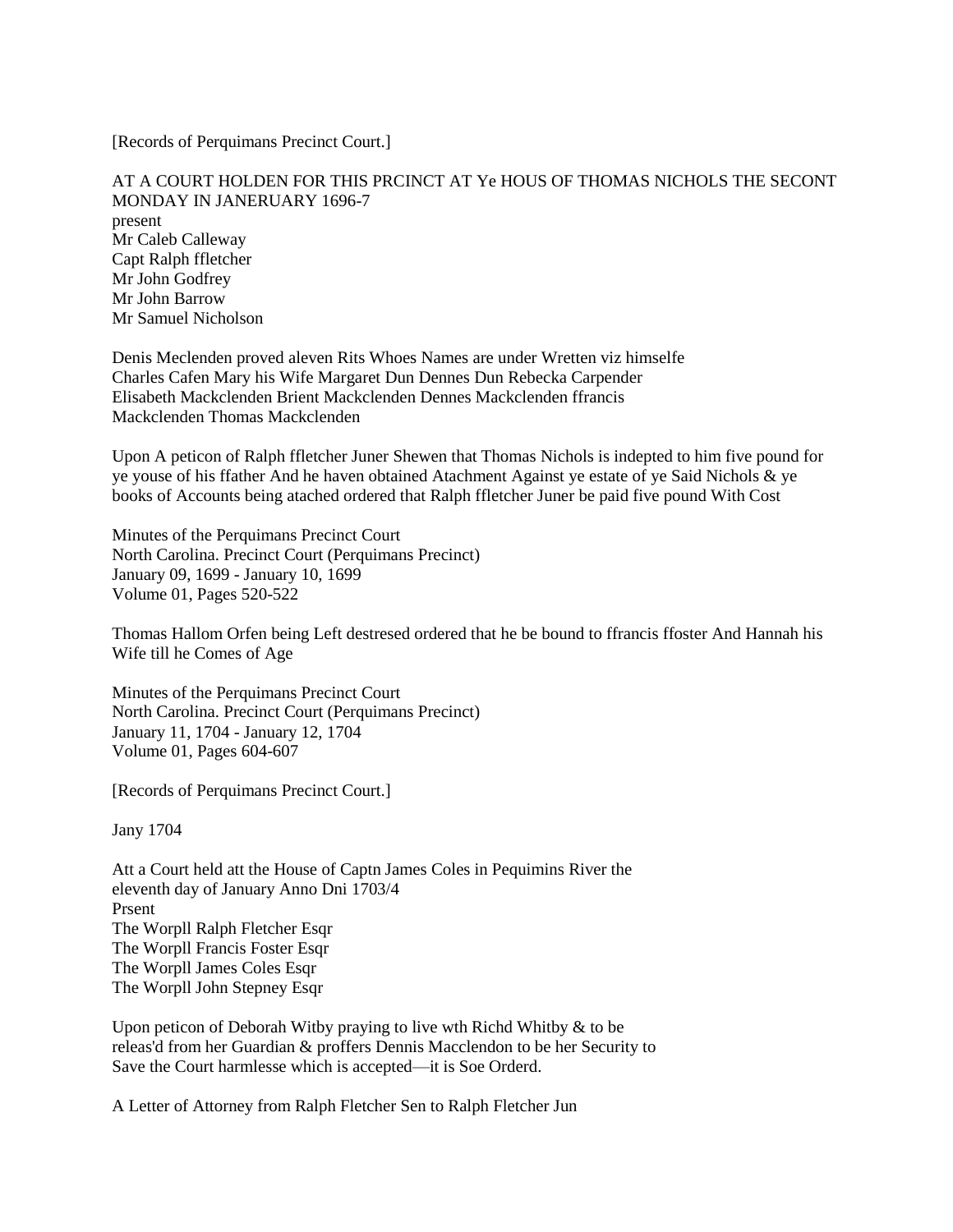[Records of Perquimans Precinct Court.]

AT A COURT HOLDEN FOR THIS PRCINCT AT Ye HOUS OF THOMAS NICHOLS THE SECONT MONDAY IN JANERUARY 1696-7
present
Mr Caleb Calleway
Capt Ralph ffletcher
Mr John Godfrey
Mr John Barrow
Mr Samuel Nicholson

Denis Meclenden proved aleven Rits Whoes Names are under Wretten viz himselfe Charles Cafen Mary his Wife Margaret Dun Dennes Dun Rebecka Carpender Elisabeth Mackclenden Brient Mackclenden Dennes Mackclenden ffrancis Mackclenden Thomas Mackclenden

Upon A peticon of Ralph ffletcher Juner Shewen that Thomas Nichols is indepted to him five pound for ye youse of his ffather And he haven obtained Atachment Against ye estate of ye Said Nichols & ye books of Accounts being atached ordered that Ralph ffletcher Juner be paid five pound With Cost

Minutes of the Perquimans Precinct Court
North Carolina. Precinct Court (Perquimans Precinct)
January 09, 1699 - January 10, 1699
Volume 01, Pages 520-522

Thomas Hallom Orfen being Left destresed ordered that he be bound to ffrancis ffoster And Hannah his Wife till he Comes of Age

Minutes of the Perquimans Precinct Court
North Carolina. Precinct Court (Perquimans Precinct)
January 11, 1704 - January 12, 1704
Volume 01, Pages 604-607

[Records of Perquimans Precinct Court.]

Jany 1704

Att a Court held att the House of Captn James Coles in Pequimins River the eleventh day of January Anno Dni 1703/4
Prsent
The Worpll Ralph Fletcher Esqr
The Worpll Francis Foster Esqr
The Worpll James Coles Esqr
The Worpll John Stepney Esqr

Upon peticon of Deborah Witby praying to live wth Richd Whitby & to be releas'd from her Guardian & proffers Dennis Macclendon to be her Security to Save the Court harmlesse which is accepted—it is Soe Orderd.

A Letter of Attorney from Ralph Fletcher Sen to Ralph Fletcher Jun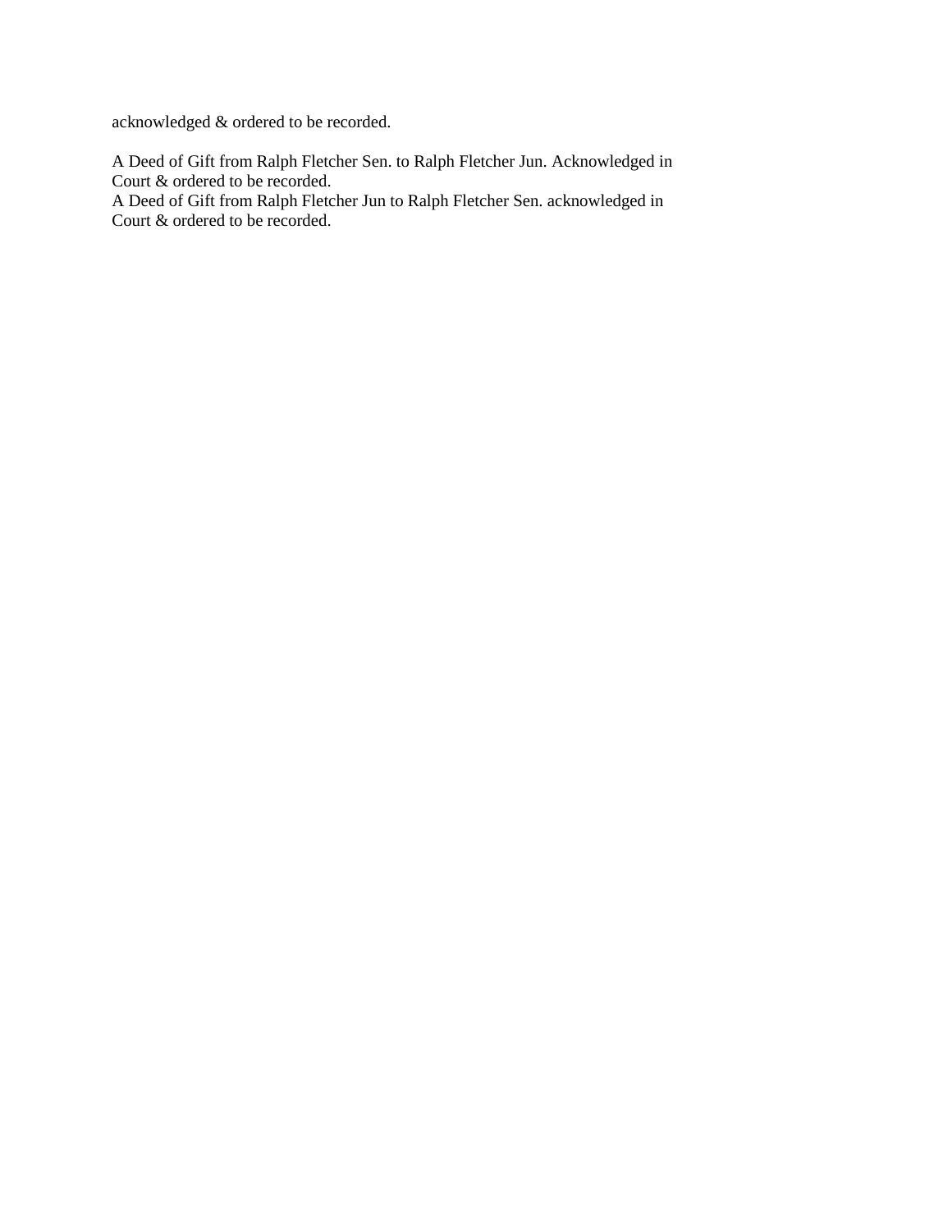acknowledged & ordered to be recorded.

A Deed of Gift from Ralph Fletcher Sen. to Ralph Fletcher Jun. Acknowledged in Court & ordered to be recorded.
A Deed of Gift from Ralph Fletcher Jun to Ralph Fletcher Sen. acknowledged in Court & ordered to be recorded.